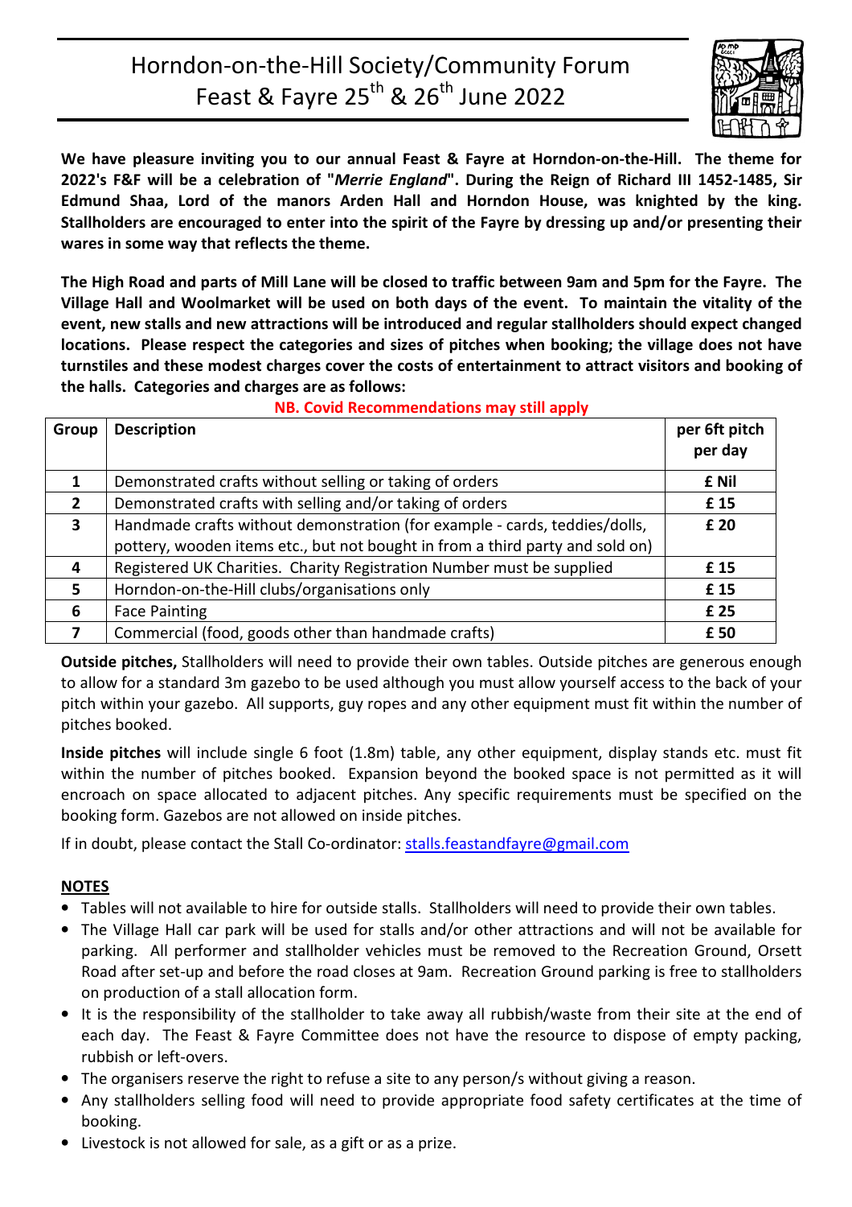# Horndon-on-the-Hill Society/Community Forum Feast & Fayre 25th & 26th June 2022

**We have pleasure inviting you to our annual Feast & Fayre at Horndon-on-the-Hill. The theme for 2022's F&F will be a celebration of "*Merrie England*". During the Reign of Richard III 1452-1485, Sir Edmund Shaa, Lord of the manors Arden Hall and Horndon House, was knighted by the king. Stallholders are encouraged to enter into the spirit of the Fayre by dressing up and/or presenting their wares in some way that reflects the theme.**

**The High Road and parts of Mill Lane will be closed to traffic between 9am and 5pm for the Fayre. The Village Hall and Woolmarket will be used on both days of the event. To maintain the vitality of the event, new stalls and new attractions will be introduced and regular stallholders should expect changed locations. Please respect the categories and sizes of pitches when booking; the village does not have turnstiles and these modest charges cover the costs of entertainment to attract visitors and booking of the halls. Categories and charges are as follows:**

**NB. Covid Recommendations may still apply**

| Group | Description | per 6ft pitch per day |
|---|---|---|
| 1 | Demonstrated crafts without selling or taking of orders | £ Nil |
| 2 | Demonstrated crafts with selling and/or taking of orders | £ 15 |
| 3 | Handmade crafts without demonstration (for example - cards, teddies/dolls, pottery, wooden items etc., but not bought in from a third party and sold on) | £ 20 |
| 4 | Registered UK Charities. Charity Registration Number must be supplied | £ 15 |
| 5 | Horndon-on-the-Hill clubs/organisations only | £ 15 |
| 6 | Face Painting | £ 25 |
| 7 | Commercial (food, goods other than handmade crafts) | £ 50 |

**Outside pitches,** Stallholders will need to provide their own tables. Outside pitches are generous enough to allow for a standard 3m gazebo to be used although you must allow yourself access to the back of your pitch within your gazebo. All supports, guy ropes and any other equipment must fit within the number of pitches booked.

**Inside pitches** will include single 6 foot (1.8m) table, any other equipment, display stands etc. must fit within the number of pitches booked. Expansion beyond the booked space is not permitted as it will encroach on space allocated to adjacent pitches. Any specific requirements must be specified on the booking form. Gazebos are not allowed on inside pitches.

If in doubt, please contact the Stall Co-ordinator: stalls.feastandfayre@gmail.com

## NOTES

- Tables will not available to hire for outside stalls. Stallholders will need to provide their own tables.
- The Village Hall car park will be used for stalls and/or other attractions and will not be available for parking. All performer and stallholder vehicles must be removed to the Recreation Ground, Orsett Road after set-up and before the road closes at 9am. Recreation Ground parking is free to stallholders on production of a stall allocation form.
- It is the responsibility of the stallholder to take away all rubbish/waste from their site at the end of each day. The Feast & Fayre Committee does not have the resource to dispose of empty packing, rubbish or left-overs.
- The organisers reserve the right to refuse a site to any person/s without giving a reason.
- Any stallholders selling food will need to provide appropriate food safety certificates at the time of booking.
- Livestock is not allowed for sale, as a gift or as a prize.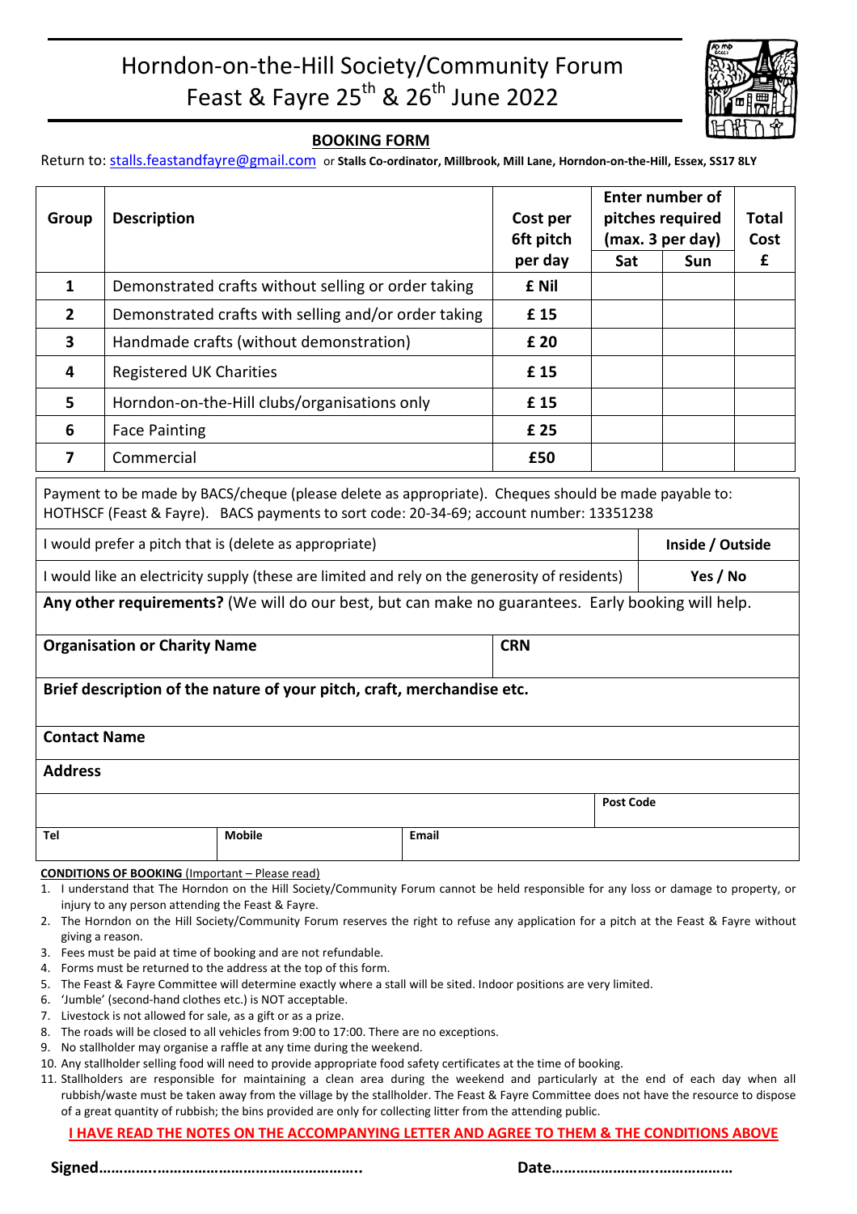# Horndon-on-the-Hill Society/Community Forum Feast & Fayre 25th & 26th June 2022

## BOOKING FORM

Return to: stalls.feastandfayre@gmail.com or **Stalls Co-ordinator, Millbrook, Mill Lane, Horndon-on-the-Hill, Essex, SS17 8LY**

| Group | Description | Cost per 6ft pitch per day | Enter number of pitches required (max. 3 per day) | | Total Cost £ |
|---|---|---|---|---|---|
| | | | Sat | Sun | |
| 1 | Demonstrated crafts without selling or order taking | £ Nil | | | |
| 2 | Demonstrated crafts with selling and/or order taking | £ 15 | | | |
| 3 | Handmade crafts (without demonstration) | £ 20 | | | |
| 4 | Registered UK Charities | £ 15 | | | |
| 5 | Horndon-on-the-Hill clubs/organisations only | £ 15 | | | |
| 6 | Face Painting | £ 25 | | | |
| 7 | Commercial | £50 | | | |

Payment to be made by BACS/cheque (please delete as appropriate). Cheques should be made payable to: HOTHSCF (Feast & Fayre). BACS payments to sort code: 20-34-69; account number: 13351238

| | |
|---|---|
| I would prefer a pitch that is (delete as appropriate) | **Inside / Outside** |
| I would like an electricity supply (these are limited and rely on the generosity of residents) | **Yes / No** |

**Any other requirements?** (We will do our best, but can make no guarantees. Early booking will help.

| | | |
|---|---|---|
| **Organisation or Charity Name** | | **CRN** |
| **Brief description of the nature of your pitch, craft, merchandise etc.** | | |
| **Contact Name** | | |
| **Address** | | |
| | | **Post Code** |
| **Tel** | **Mobile** | **Email** |

**CONDITIONS OF BOOKING** (Important – Please read)

1. I understand that The Horndon on the Hill Society/Community Forum cannot be held responsible for any loss or damage to property, or injury to any person attending the Feast & Fayre.
2. The Horndon on the Hill Society/Community Forum reserves the right to refuse any application for a pitch at the Feast & Fayre without giving a reason.
3. Fees must be paid at time of booking and are not refundable.
4. Forms must be returned to the address at the top of this form.
5. The Feast & Fayre Committee will determine exactly where a stall will be sited. Indoor positions are very limited.
6. 'Jumble' (second-hand clothes etc.) is NOT acceptable.
7. Livestock is not allowed for sale, as a gift or as a prize.
8. The roads will be closed to all vehicles from 9:00 to 17:00. There are no exceptions.
9. No stallholder may organise a raffle at any time during the weekend.
10. Any stallholder selling food will need to provide appropriate food safety certificates at the time of booking.
11. Stallholders are responsible for maintaining a clean area during the weekend and particularly at the end of each day when all rubbish/waste must be taken away from the village by the stallholder. The Feast & Fayre Committee does not have the resource to dispose of a great quantity of rubbish; the bins provided are only for collecting litter from the attending public.

**I HAVE READ THE NOTES ON THE ACCOMPANYING LETTER AND AGREE TO THEM & THE CONDITIONS ABOVE**

**Signed…………………………………………………….. Date……………………………………**